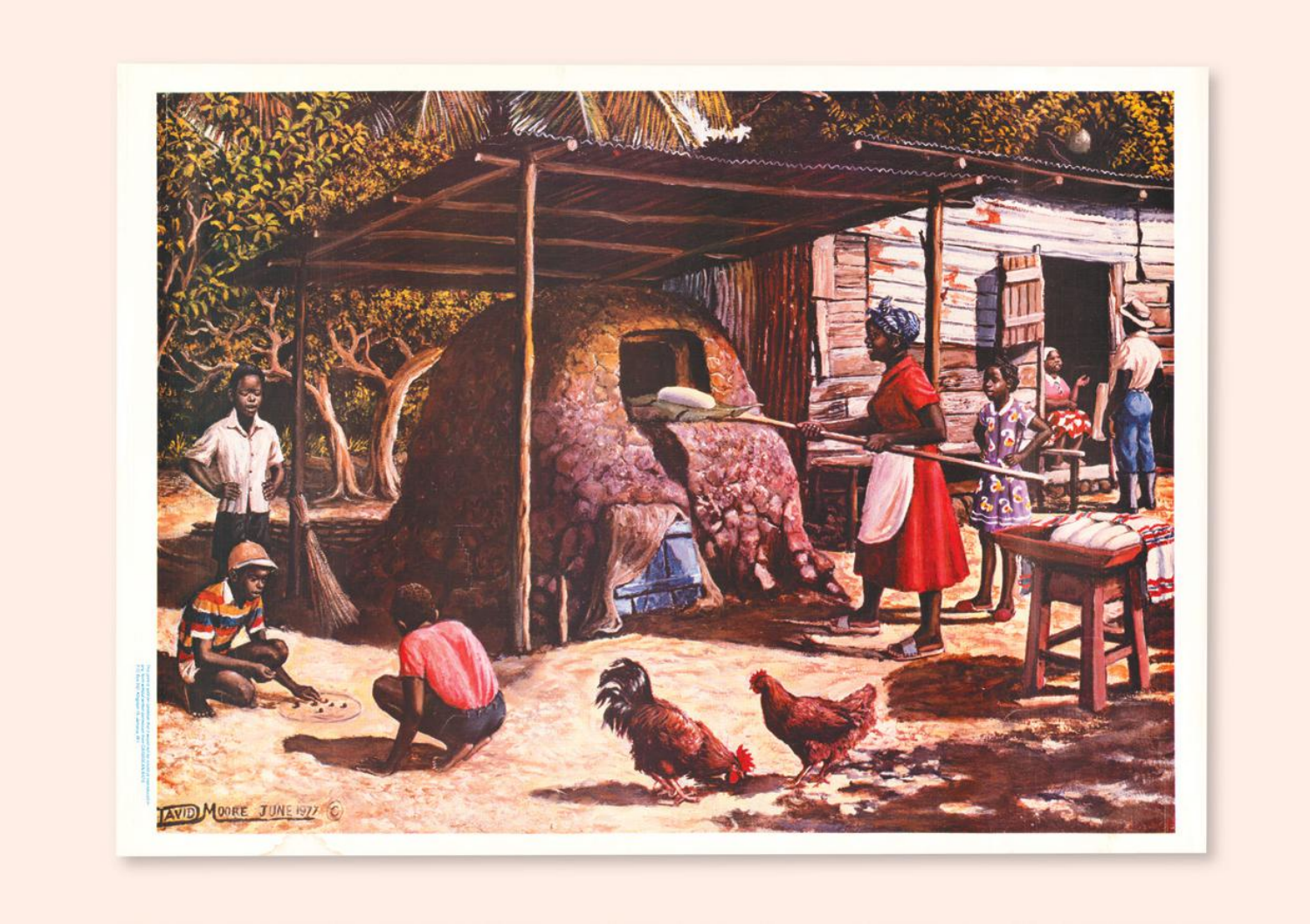DAVID MOORE JUNE 1977 ©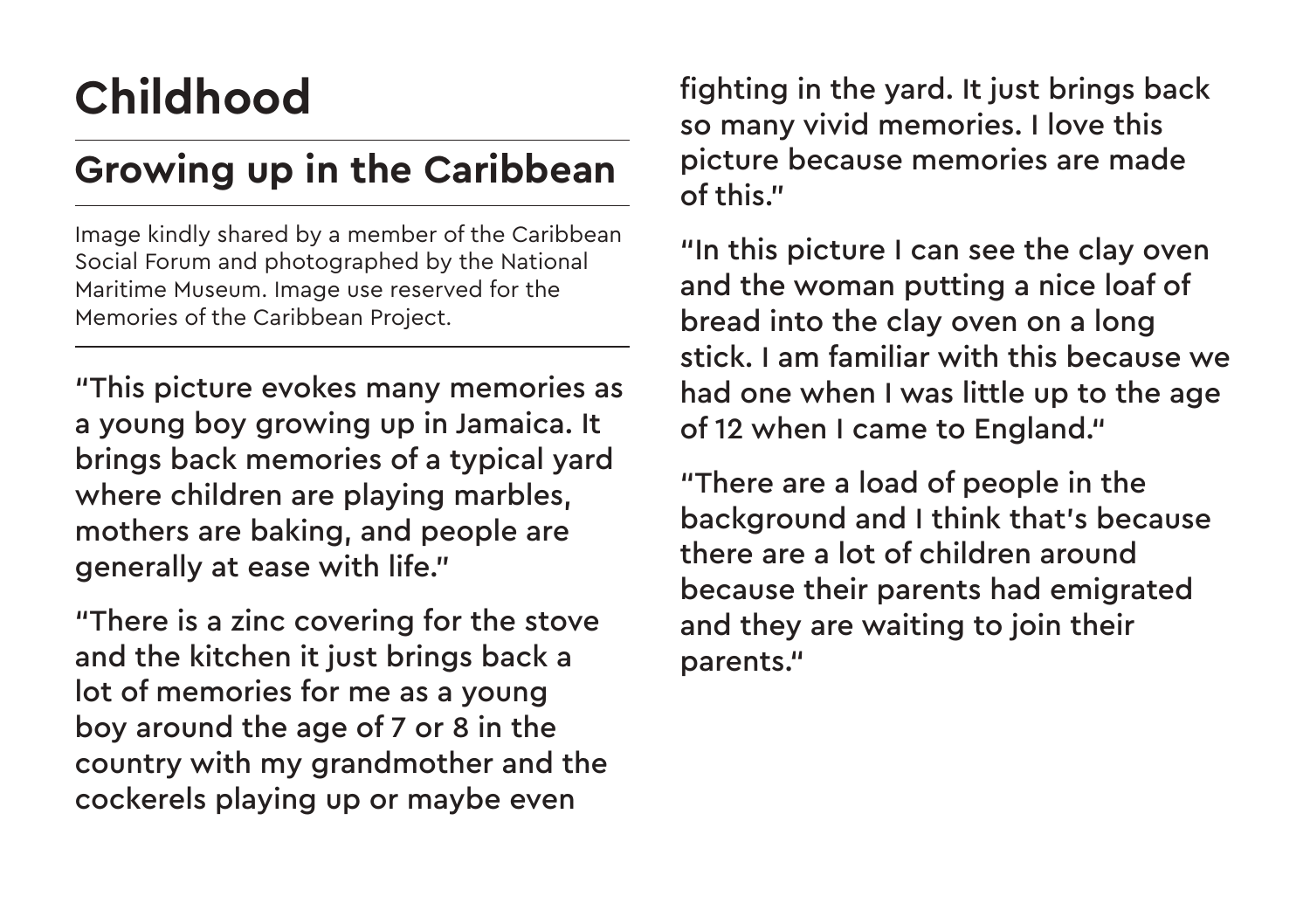# Childhood

## Growing up in the Caribbean

Image kindly shared by a member of the Caribbean Social Forum and photographed by the National Maritime Museum. Image use reserved for the Memories of the Caribbean Project.

"This picture evokes many memories as a young boy growing up in Jamaica. It brings back memories of a typical yard where children are playing marbles, mothers are baking, and people are generally at ease with life."

"There is a zinc covering for the stove and the kitchen it just brings back a lot of memories for me as a young boy around the age of 7 or 8 in the country with my grandmother and the cockerels playing up or maybe even fighting in the yard. It just brings back so many vivid memories. I love this picture because memories are made of this."

"In this picture I can see the clay oven and the woman putting a nice loaf of bread into the clay oven on a long stick. I am familiar with this because we had one when I was little up to the age of 12 when I came to England."

"There are a load of people in the background and I think that's because there are a lot of children around because their parents had emigrated and they are waiting to join their parents."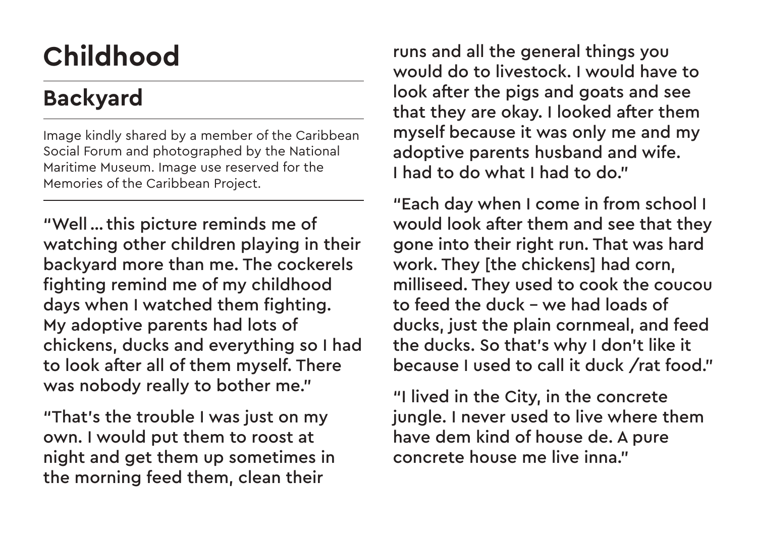# Childhood

## Backyard

Image kindly shared by a member of the Caribbean Social Forum and photographed by the National Maritime Museum. Image use reserved for the Memories of the Caribbean Project.

"Well ... this picture reminds me of watching other children playing in their backyard more than me. The cockerels fighting remind me of my childhood days when I watched them fighting. My adoptive parents had lots of chickens, ducks and everything so I had to look after all of them myself. There was nobody really to bother me."

"That's the trouble I was just on my own. I would put them to roost at night and get them up sometimes in the morning feed them, clean their runs and all the general things you would do to livestock. I would have to look after the pigs and goats and see that they are okay. I looked after them myself because it was only me and my adoptive parents husband and wife. I had to do what I had to do."

"Each day when I come in from school I would look after them and see that they gone into their right run. That was hard work. They [the chickens] had corn, milliseed. They used to cook the coucou to feed the duck – we had loads of ducks, just the plain cornmeal, and feed the ducks. So that's why I don't like it because I used to call it duck /rat food."

"I lived in the City, in the concrete jungle. I never used to live where them have dem kind of house de. A pure concrete house me live inna."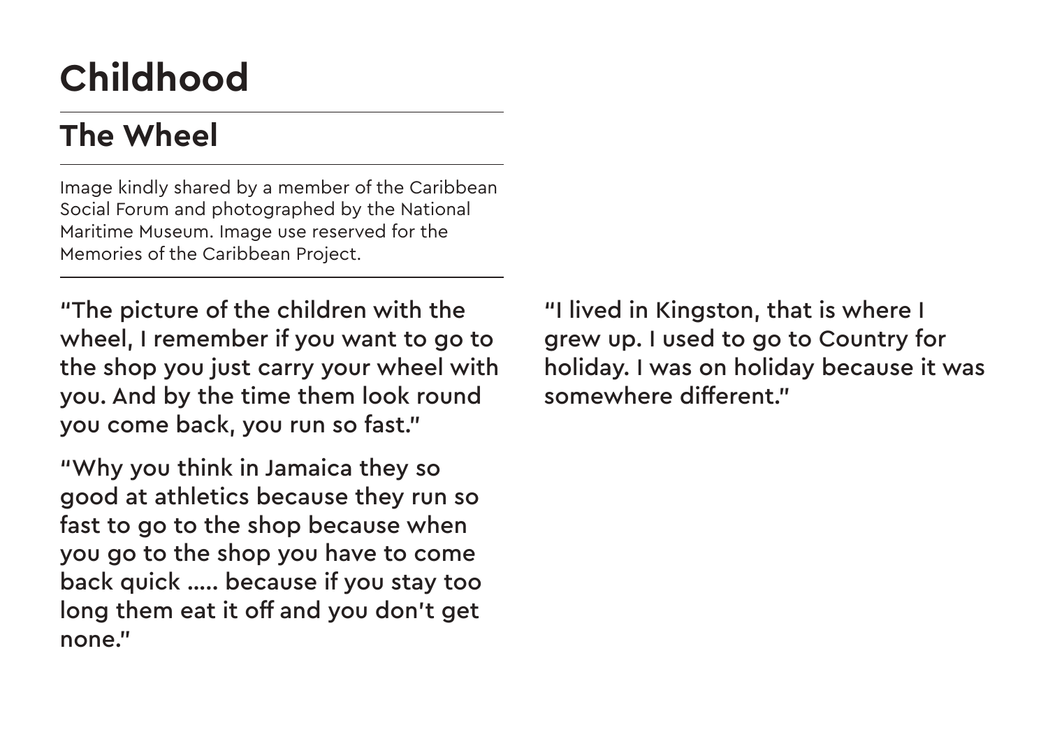# Childhood

## The Wheel

Image kindly shared by a member of the Caribbean Social Forum and photographed by the National Maritime Museum. Image use reserved for the Memories of the Caribbean Project.

"The picture of the children with the wheel, I remember if you want to go to the shop you just carry your wheel with you. And by the time them look round you come back, you run so fast."

"Why you think in Jamaica they so good at athletics because they run so fast to go to the shop because when you go to the shop you have to come back quick ..... because if you stay too long them eat it off and you don't get none."

"I lived in Kingston, that is where I grew up. I used to go to Country for holiday. I was on holiday because it was somewhere different."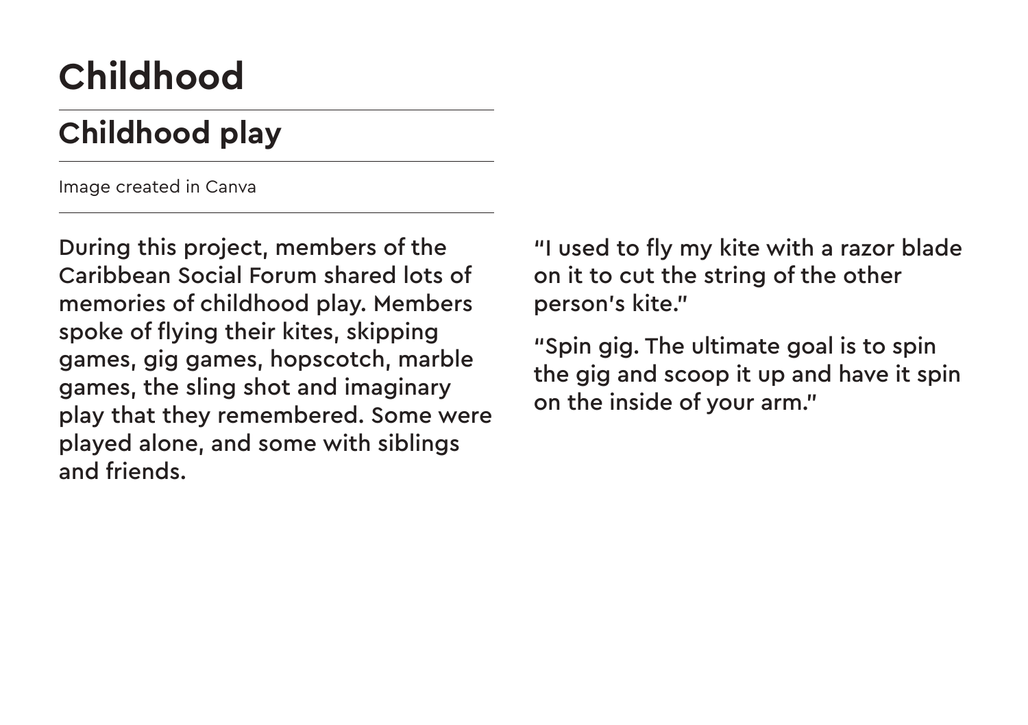# Childhood

## Childhood play

Image created in Canva

During this project, members of the Caribbean Social Forum shared lots of memories of childhood play. Members spoke of flying their kites, skipping games, gig games, hopscotch, marble games, the sling shot and imaginary play that they remembered. Some were played alone, and some with siblings and friends.

"I used to fly my kite with a razor blade on it to cut the string of the other person's kite."

"Spin gig. The ultimate goal is to spin the gig and scoop it up and have it spin on the inside of your arm."